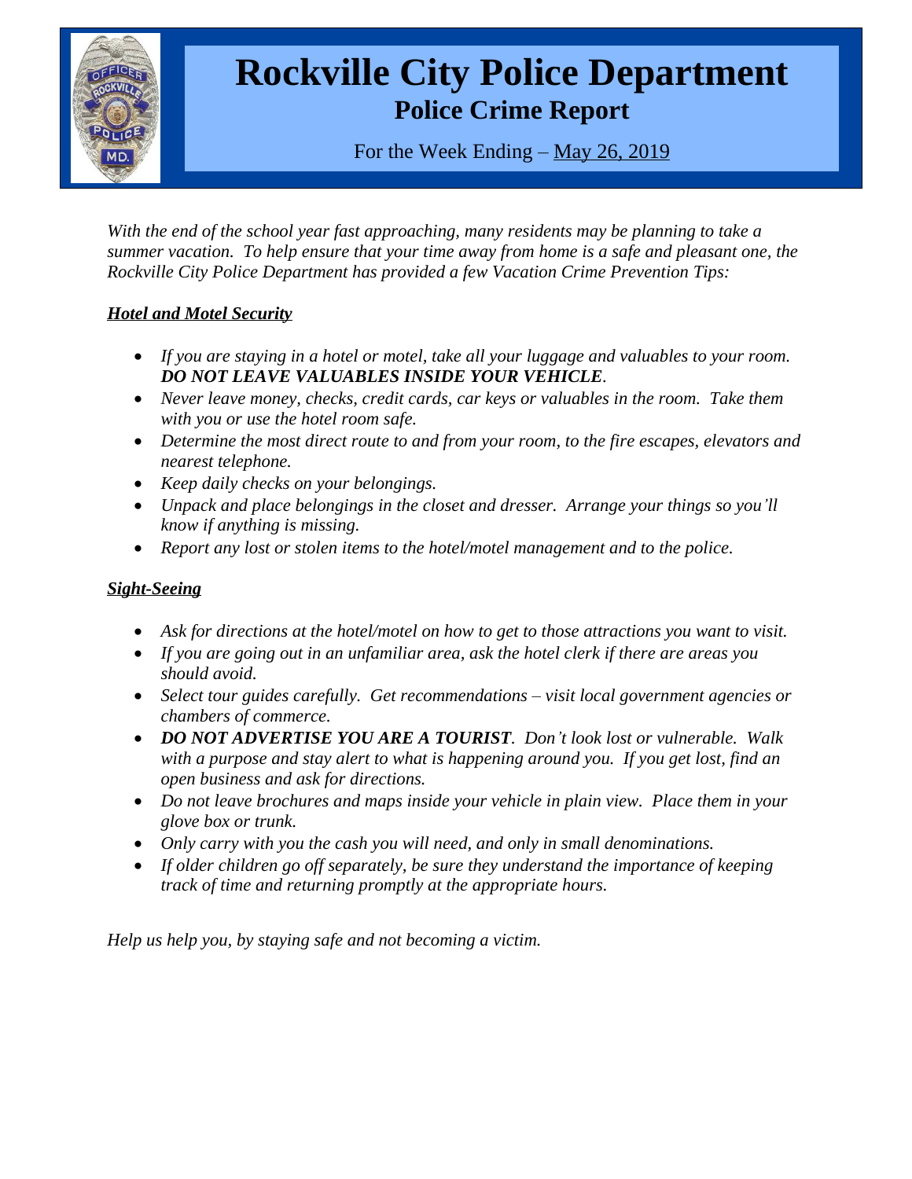# Rockville City Police Department

## Police Crime Report

For the Week Ending – May 26, 2019

*With the end of the school year fast approaching, many residents may be planning to take a summer vacation. To help ensure that your time away from home is a safe and pleasant one, the Rockville City Police Department has provided a few Vacation Crime Prevention Tips:*

### ***Hotel and Motel Security***

- *If you are staying in a hotel or motel, take all your luggage and valuables to your room.* ***DO NOT LEAVE VALUABLES INSIDE YOUR VEHICLE****.*
- *Never leave money, checks, credit cards, car keys or valuables in the room. Take them with you or use the hotel room safe.*
- *Determine the most direct route to and from your room, to the fire escapes, elevators and nearest telephone.*
- *Keep daily checks on your belongings.*
- *Unpack and place belongings in the closet and dresser. Arrange your things so you'll know if anything is missing.*
- *Report any lost or stolen items to the hotel/motel management and to the police.*

### ***Sight-Seeing***

- *Ask for directions at the hotel/motel on how to get to those attractions you want to visit.*
- *If you are going out in an unfamiliar area, ask the hotel clerk if there are areas you should avoid.*
- *Select tour guides carefully. Get recommendations – visit local government agencies or chambers of commerce.*
- ***DO NOT ADVERTISE YOU ARE A TOURIST****. Don't look lost or vulnerable. Walk with a purpose and stay alert to what is happening around you. If you get lost, find an open business and ask for directions.*
- *Do not leave brochures and maps inside your vehicle in plain view. Place them in your glove box or trunk.*
- *Only carry with you the cash you will need, and only in small denominations.*
- *If older children go off separately, be sure they understand the importance of keeping track of time and returning promptly at the appropriate hours.*

*Help us help you, by staying safe and not becoming a victim.*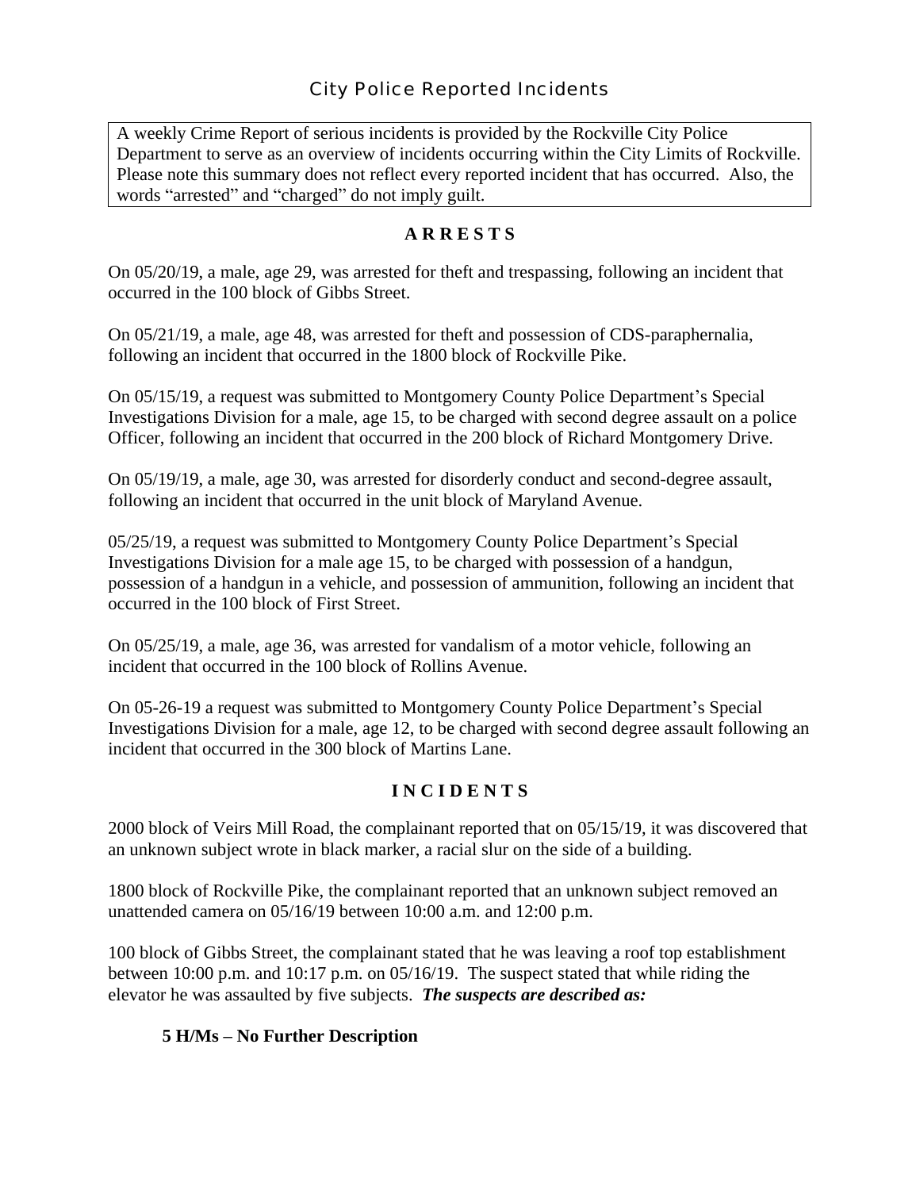## City Police Reported Incidents

A weekly Crime Report of serious incidents is provided by the Rockville City Police Department to serve as an overview of incidents occurring within the City Limits of Rockville. Please note this summary does not reflect every reported incident that has occurred. Also, the words "arrested" and "charged" do not imply guilt.

### A R R E S T S

On 05/20/19, a male, age 29, was arrested for theft and trespassing, following an incident that occurred in the 100 block of Gibbs Street.

On 05/21/19, a male, age 48, was arrested for theft and possession of CDS-paraphernalia, following an incident that occurred in the 1800 block of Rockville Pike.

On 05/15/19, a request was submitted to Montgomery County Police Department's Special Investigations Division for a male, age 15, to be charged with second degree assault on a police Officer, following an incident that occurred in the 200 block of Richard Montgomery Drive.

On 05/19/19, a male, age 30, was arrested for disorderly conduct and second-degree assault, following an incident that occurred in the unit block of Maryland Avenue.

05/25/19, a request was submitted to Montgomery County Police Department's Special Investigations Division for a male age 15, to be charged with possession of a handgun, possession of a handgun in a vehicle, and possession of ammunition, following an incident that occurred in the 100 block of First Street.

On 05/25/19, a male, age 36, was arrested for vandalism of a motor vehicle, following an incident that occurred in the 100 block of Rollins Avenue.

On 05-26-19 a request was submitted to Montgomery County Police Department's Special Investigations Division for a male, age 12, to be charged with second degree assault following an incident that occurred in the 300 block of Martins Lane.

### I N C I D E N T S

2000 block of Veirs Mill Road, the complainant reported that on 05/15/19, it was discovered that an unknown subject wrote in black marker, a racial slur on the side of a building.

1800 block of Rockville Pike, the complainant reported that an unknown subject removed an unattended camera on 05/16/19 between 10:00 a.m. and 12:00 p.m.

100 block of Gibbs Street, the complainant stated that he was leaving a roof top establishment between 10:00 p.m. and 10:17 p.m. on 05/16/19. The suspect stated that while riding the elevator he was assaulted by five subjects. ***The suspects are described as:***

**5 H/Ms – No Further Description**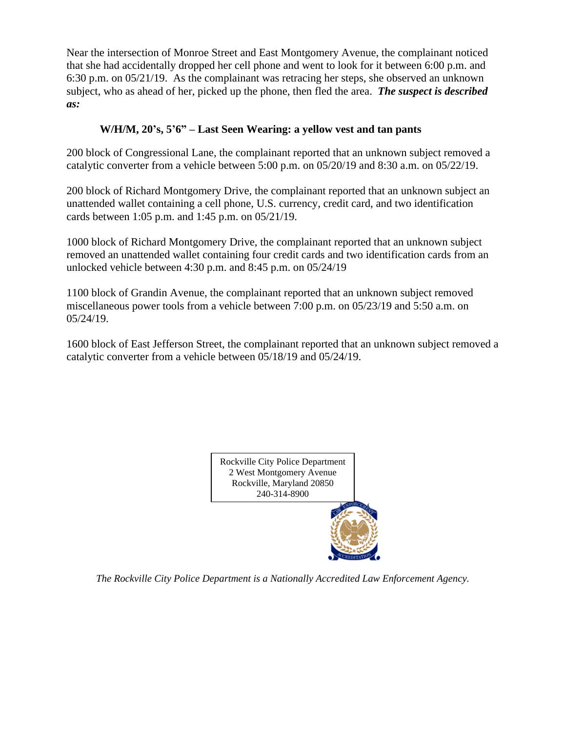Near the intersection of Monroe Street and East Montgomery Avenue, the complainant noticed that she had accidentally dropped her cell phone and went to look for it between 6:00 p.m. and 6:30 p.m. on 05/21/19. As the complainant was retracing her steps, she observed an unknown subject, who as ahead of her, picked up the phone, then fled the area. ***The suspect is described as:***

**W/H/M, 20's, 5'6" – Last Seen Wearing: a yellow vest and tan pants**

200 block of Congressional Lane, the complainant reported that an unknown subject removed a catalytic converter from a vehicle between 5:00 p.m. on 05/20/19 and 8:30 a.m. on 05/22/19.

200 block of Richard Montgomery Drive, the complainant reported that an unknown subject an unattended wallet containing a cell phone, U.S. currency, credit card, and two identification cards between 1:05 p.m. and 1:45 p.m. on 05/21/19.

1000 block of Richard Montgomery Drive, the complainant reported that an unknown subject removed an unattended wallet containing four credit cards and two identification cards from an unlocked vehicle between 4:30 p.m. and 8:45 p.m. on 05/24/19

1100 block of Grandin Avenue, the complainant reported that an unknown subject removed miscellaneous power tools from a vehicle between 7:00 p.m. on 05/23/19 and 5:50 a.m. on 05/24/19.

1600 block of East Jefferson Street, the complainant reported that an unknown subject removed a catalytic converter from a vehicle between 05/18/19 and 05/24/19.

Rockville City Police Department
2 West Montgomery Avenue
Rockville, Maryland 20850
240-314-8900

*The Rockville City Police Department is a Nationally Accredited Law Enforcement Agency.*